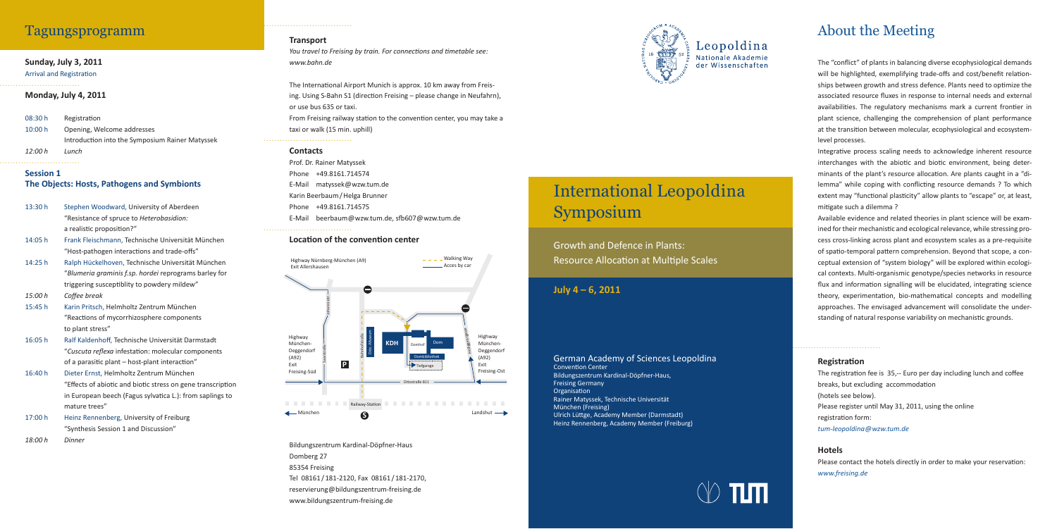# Tagungsprogramm

**Sunday, July 3, 2011**

Arrival and Registration

**Monday, July 4, 2011**

08:30 h Registration

10:00 h Opening, Welcome addresses
Introduction into the Symposium Rainer Matyssek

*12:00 h Lunch*

## Session 1
## The Objects: Hosts, Pathogens and Symbionts

13:30 h Stephen Woodward, University of Aberdeen
"Resistance of spruce to *Heterobasidion:* a realistic proposition?"

14:05 h Frank Fleischmann, Technische Universität München
"Host-pathogen interactions and trade-offs"

14:25 h Ralph Hückelhoven, Technische Universität München
"*Blumeria graminis f.sp. hordei* reprograms barley for triggering susceptiblity to powdery mildew"

*15:00 h Coffee break*

15:45 h Karin Pritsch, Helmholtz Zentrum München
"Reactions of mycorrhizosphere components to plant stress"

16:05 h Ralf Kaldenhoff, Technische Universität Darmstadt
"*Cuscuta reflexa* infestation: molecular components of a parasitic plant – host-plant interaction"

16:40 h Dieter Ernst, Helmholtz Zentrum München
"Effects of abiotic and biotic stress on gene transcription in European beech (Fagus sylvatica L.): from saplings to mature trees"

17:00 h Heinz Rennenberg, University of Freiburg
"Synthesis Session 1 and Discussion"

*18:00 h Dinner*

## Transport

*You travel to Freising by train. For connections and timetable see: www.bahn.de*

The International Airport Munich is approx. 10 km away from Freising. Using S-Bahn S1 (direction Freising – please change in Neufahrn), or use bus 635 or taxi.
From Freising railway station to the convention center, you may take a taxi or walk (15 min. uphill)

## Contacts

Prof. Dr. Rainer Matyssek
Phone +49.8161.714574
E-Mail matyssek@wzw.tum.de
Karin Beerbaum / Helga Brunner
Phone +49.8161.714575
E-Mail beerbaum@wzw.tum.de, sfb607@wzw.tum.de

## Location of the convention center

Bildungszentrum Kardinal-Döpfner-Haus
Domberg 27
85354 Freising
Tel 08161 / 181-2120, Fax 08161 / 181-2170,
reservierung@bildungszentrum-freising.de
www.bildungszentrum-freising.de

Leopoldina
Nationale Akademie der Wissenschaften

# International Leopoldina Symposium

Growth and Defence in Plants: Resource Allocation at Multiple Scales

**July 4 – 6, 2011**

German Academy of Sciences Leopoldina
Convention Center
Bildungszentrum Kardinal-Döpfner-Haus,
Freising Germany
Organisation
Rainer Matyssek, Technische Universität München (Freising)
Ulrich Lüttge, Academy Member (Darmstadt)
Heinz Rennenberg, Academy Member (Freiburg)

# About the Meeting

The "conflict" of plants in balancing diverse ecophysiological demands will be highlighted, exemplifying trade-offs and cost/benefit relationships between growth and stress defence. Plants need to optimize the associated resource fluxes in response to internal needs and external availabilities. The regulatory mechanisms mark a current frontier in plant science, challenging the comprehension of plant performance at the transition between molecular, ecophysiological and ecosystem-level processes.

Integrative process scaling needs to acknowledge inherent resource interchanges with the abiotic and biotic environment, being determinants of the plant's resource allocation. Are plants caught in a "dilemma" while coping with conflicting resource demands ? To which extent may "functional plasticity" allow plants to "escape" or, at least, mitigate such a dilemma ?

Available evidence and related theories in plant science will be examined for their mechanistic and ecological relevance, while stressing process cross-linking across plant and ecosystem scales as a pre-requisite of spatio-temporal pattern comprehension. Beyond that scope, a conceptual extension of "system biology" will be explored within ecological contexts. Multi-organismic genotype/species networks in resource flux and information signalling will be elucidated, integrating science theory, experimentation, bio-mathematical concepts and modelling approaches. The envisaged advancement will consolidate the understanding of natural response variability on mechanistic grounds.

## Registration

The registration fee is 35,-- Euro per day including lunch and coffee breaks, but excluding accommodation (hotels see below).
Please register until May 31, 2011, using the online registration form:
*tum-leopoldina@wzw.tum.de*

## Hotels

Please contact the hotels directly in order to make your reservation:
*www.freising.de*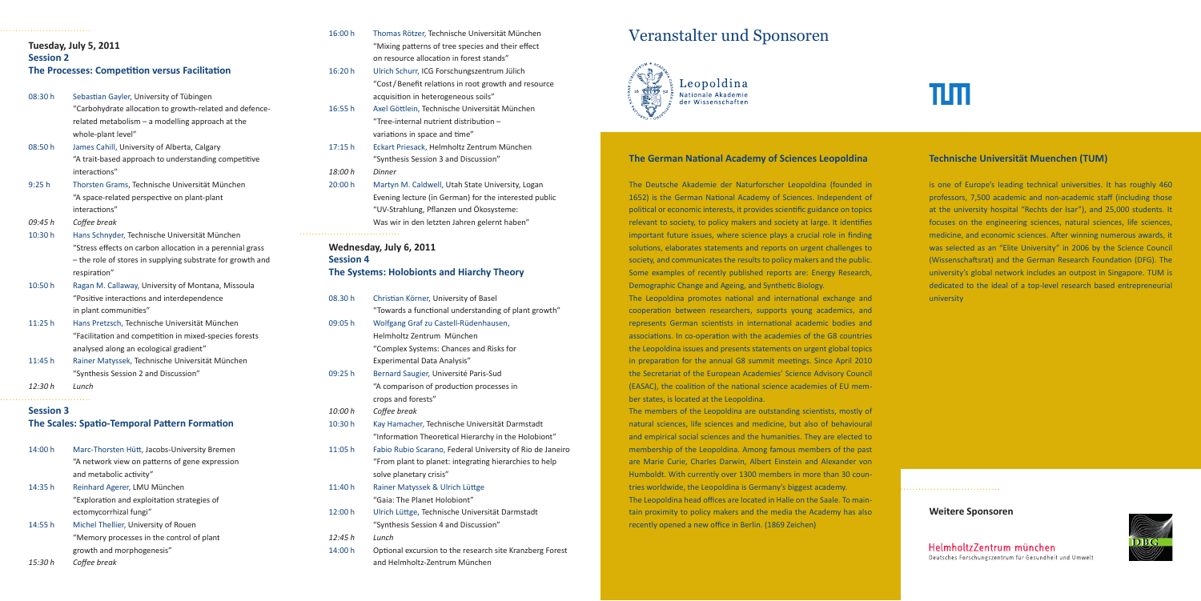## Tuesday, July 5, 2011

### Session 2
### The Processes: Competition versus Facilitation

08:30 h — Sebastian Gayler, University of Tübingen
"Carbohydrate allocation to growth-related and defence-related metabolism – a modelling approach at the whole-plant level"

08:50 h — James Cahill, University of Alberta, Calgary
"A trait-based approach to understanding competitive interactions"

9:25 h — Thorsten Grams, Technische Universität München
"A space-related perspective on plant-plant interactions"

*09:45 h — Coffee break*

10:30 h — Hans Schnyder, Technische Universität München
"Stress effects on carbon allocation in a perennial grass – the role of stores in supplying substrate for growth and respiration"

10:50 h — Ragan M. Callaway, University of Montana, Missoula
"Positive interactions and interdependence in plant communities"

11:25 h — Hans Pretzsch, Technische Universität München
"Facilitation and competition in mixed-species forests analysed along an ecological gradient"

11:45 h — Rainer Matyssek, Technische Universität München
"Synthesis Session 2 and Discussion"

*12:30 h — Lunch*

### Session 3
### The Scales: Spatio-Temporal Pattern Formation

14:00 h — Marc-Thorsten Hütt, Jacobs-University Bremen
"A network view on patterns of gene expression and metabolic activity"

14:35 h — Reinhard Agerer, LMU München
"Exploration and exploitation strategies of ectomycorrhizal fungi"

14:55 h — Michel Thellier, University of Rouen
"Memory processes in the control of plant growth and morphogenesis"

*15:30 h — Coffee break*

16:00 h — Thomas Rötzer, Technische Universität München
"Mixing patterns of tree species and their effect on resource allocation in forest stands"

16:20 h — Ulrich Schurr, ICG Forschungszentrum Jülich
"Cost / Benefit relations in root growth and resource acquisition in heterogeneous soils"

16:55 h — Axel Göttlein, Technische Universität München
"Tree-internal nutrient distribution – variations in space and time"

17:15 h — Eckart Priesack, Helmholtz Zentrum München
"Synthesis Session 3 and Discussion"

*18:00 h — Dinner*

20:00 h — Martyn M. Caldwell, Utah State University, Logan
Evening lecture (in German) for the interested public
"UV-Strahlung, Pflanzen und Ökosysteme: Was wir in den letzten Jahren gelernt haben"

## Wednesday, July 6, 2011

### Session 4
### The Systems: Holobionts and Hiarchy Theory

08.30 h — Christian Körner, University of Basel
"Towards a functional understanding of plant growth"

09:05 h — Wolfgang Graf zu Castell-Rüdenhausen, Helmholtz Zentrum München
"Complex Systems: Chances and Risks for Experimental Data Analysis"

09:25 h — Bernard Saugier, Université Paris-Sud
"A comparison of production processes in crops and forests"

*10:00 h — Coffee break*

10:30 h — Kay Hamacher, Technische Universität Darmstadt
"Information Theoretical Hierarchy in the Holobiont"

11:05 h — Fabio Rubio Scarano, Federal University of Rio de Janeiro
"From plant to planet: integrating hierarchies to help solve planetary crisis"

11:40 h — Rainer Matyssek & Ulrich Lüttge
"Gaia: The Planet Holobiont"

12:00 h — Ulrich Lüttge, Technische Universität Darmstadt
"Synthesis Session 4 and Discussion"

*12:45 h — Lunch*

14:00 h — Optional excursion to the research site Kranzberg Forest and Helmholtz-Zentrum München

# Veranstalter und Sponsoren

Leopoldina
Nationale Akademie der Wissenschaften

### The German National Academy of Sciences Leopoldina

The Deutsche Akademie der Naturforscher Leopoldina (founded in 1652) is the German National Academy of Sciences. Independent of political or economic interests, it provides scientific guidance on topics relevant to society, to policy makers and society at large. It identifies important future issues, where science plays a crucial role in finding solutions, elaborates statements and reports on urgent challenges to society, and communicates the results to policy makers and the public. Some examples of recently published reports are: Energy Research, Demographic Change and Ageing, and Synthetic Biology.

The Leopoldina promotes national and international exchange and cooperation between researchers, supports young academics, and represents German scientists in international academic bodies and associations. In co-operation with the academies of the G8 countries the Leopoldina issues and presents statements on urgent global topics in preparation for the annual G8 summit meetings. Since April 2010 the Secretariat of the European Academies' Science Advisory Council (EASAC), the coalition of the national science academies of EU member states, is located at the Leopoldina.

The members of the Leopoldina are outstanding scientists, mostly of natural sciences, life sciences and medicine, but also of behavioural and empirical social sciences and the humanities. They are elected to membership of the Leopoldina. Among famous members of the past are Marie Curie, Charles Darwin, Albert Einstein and Alexander von Humboldt. With currently over 1300 members in more than 30 countries worldwide, the Leopoldina is Germany's biggest academy.

The Leopoldina head offices are located in Halle on the Saale. To maintain proximity to policy makers and the media the Academy has also recently opened a new office in Berlin. (1869 Zeichen)

### Technische Universität Muenchen (TUM)

is one of Europe's leading technical universities. It has roughly 460 professors, 7,500 academic and non-academic staff (including those at the university hospital "Rechts der Isar"), and 25,000 students. It focuses on the engineering sciences, natural sciences, life sciences, medicine, and economic sciences. After winning numerous awards, it was selected as an "Elite University" in 2006 by the Science Council (Wissenschaftsrat) and the German Research Foundation (DFG). The university's global network includes an outpost in Singapore. TUM is dedicated to the ideal of a top-level research based entrepreneurial university

**Weitere Sponsoren**

HelmholtzZentrum münchen
Deutsches Forschungszentrum für Gesundheit und Umwelt

DBG